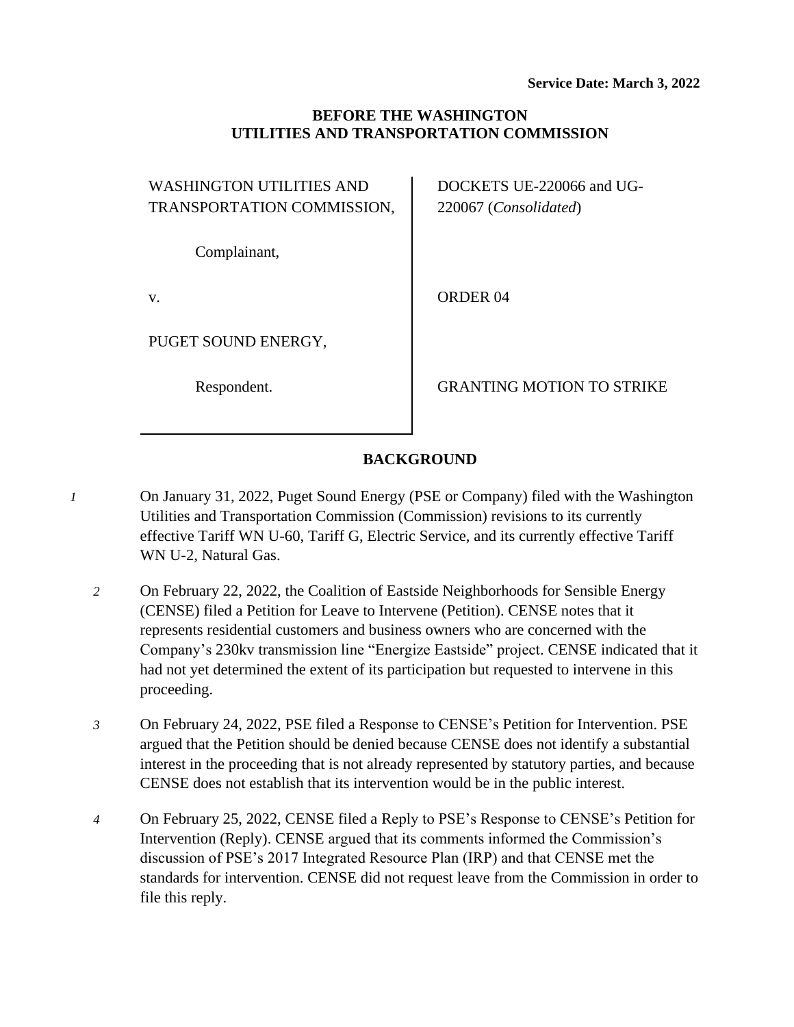**Service Date: March 3, 2022**

**BEFORE THE WASHINGTON UTILITIES AND TRANSPORTATION COMMISSION**

| | |
|---|---|
| WASHINGTON UTILITIES AND TRANSPORTATION COMMISSION, | DOCKETS UE-220066 and UG-220067 (*Consolidated*) |
| Complainant, | |
| v. | ORDER 04 |
| PUGET SOUND ENERGY, | |
| Respondent. | GRANTING MOTION TO STRIKE |

## BACKGROUND

*1* On January 31, 2022, Puget Sound Energy (PSE or Company) filed with the Washington Utilities and Transportation Commission (Commission) revisions to its currently effective Tariff WN U-60, Tariff G, Electric Service, and its currently effective Tariff WN U-2, Natural Gas.

*2* On February 22, 2022, the Coalition of Eastside Neighborhoods for Sensible Energy (CENSE) filed a Petition for Leave to Intervene (Petition). CENSE notes that it represents residential customers and business owners who are concerned with the Company's 230kv transmission line "Energize Eastside" project. CENSE indicated that it had not yet determined the extent of its participation but requested to intervene in this proceeding.

*3* On February 24, 2022, PSE filed a Response to CENSE's Petition for Intervention. PSE argued that the Petition should be denied because CENSE does not identify a substantial interest in the proceeding that is not already represented by statutory parties, and because CENSE does not establish that its intervention would be in the public interest.

*4* On February 25, 2022, CENSE filed a Reply to PSE's Response to CENSE's Petition for Intervention (Reply). CENSE argued that its comments informed the Commission's discussion of PSE's 2017 Integrated Resource Plan (IRP) and that CENSE met the standards for intervention. CENSE did not request leave from the Commission in order to file this reply.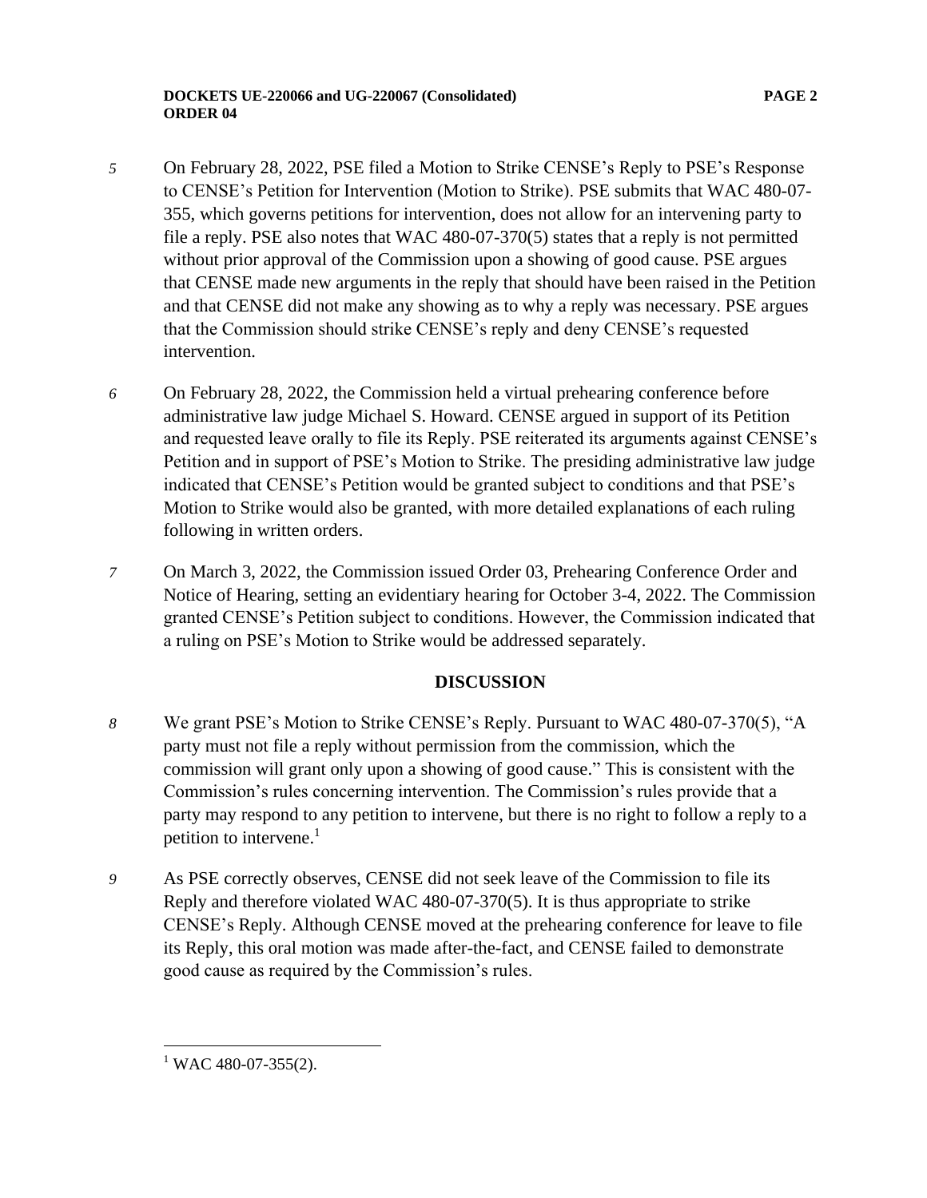5 On February 28, 2022, PSE filed a Motion to Strike CENSE's Reply to PSE's Response to CENSE's Petition for Intervention (Motion to Strike). PSE submits that WAC 480-07-355, which governs petitions for intervention, does not allow for an intervening party to file a reply. PSE also notes that WAC 480-07-370(5) states that a reply is not permitted without prior approval of the Commission upon a showing of good cause. PSE argues that CENSE made new arguments in the reply that should have been raised in the Petition and that CENSE did not make any showing as to why a reply was necessary. PSE argues that the Commission should strike CENSE's reply and deny CENSE's requested intervention.

6 On February 28, 2022, the Commission held a virtual prehearing conference before administrative law judge Michael S. Howard. CENSE argued in support of its Petition and requested leave orally to file its Reply. PSE reiterated its arguments against CENSE's Petition and in support of PSE's Motion to Strike. The presiding administrative law judge indicated that CENSE's Petition would be granted subject to conditions and that PSE's Motion to Strike would also be granted, with more detailed explanations of each ruling following in written orders.

7 On March 3, 2022, the Commission issued Order 03, Prehearing Conference Order and Notice of Hearing, setting an evidentiary hearing for October 3-4, 2022. The Commission granted CENSE's Petition subject to conditions. However, the Commission indicated that a ruling on PSE's Motion to Strike would be addressed separately.

## DISCUSSION

8 We grant PSE's Motion to Strike CENSE's Reply. Pursuant to WAC 480-07-370(5), "A party must not file a reply without permission from the commission, which the commission will grant only upon a showing of good cause." This is consistent with the Commission's rules concerning intervention. The Commission's rules provide that a party may respond to any petition to intervene, but there is no right to follow a reply to a petition to intervene.[1]

9 As PSE correctly observes, CENSE did not seek leave of the Commission to file its Reply and therefore violated WAC 480-07-370(5). It is thus appropriate to strike CENSE's Reply. Although CENSE moved at the prehearing conference for leave to file its Reply, this oral motion was made after-the-fact, and CENSE failed to demonstrate good cause as required by the Commission's rules.

[1] WAC 480-07-355(2).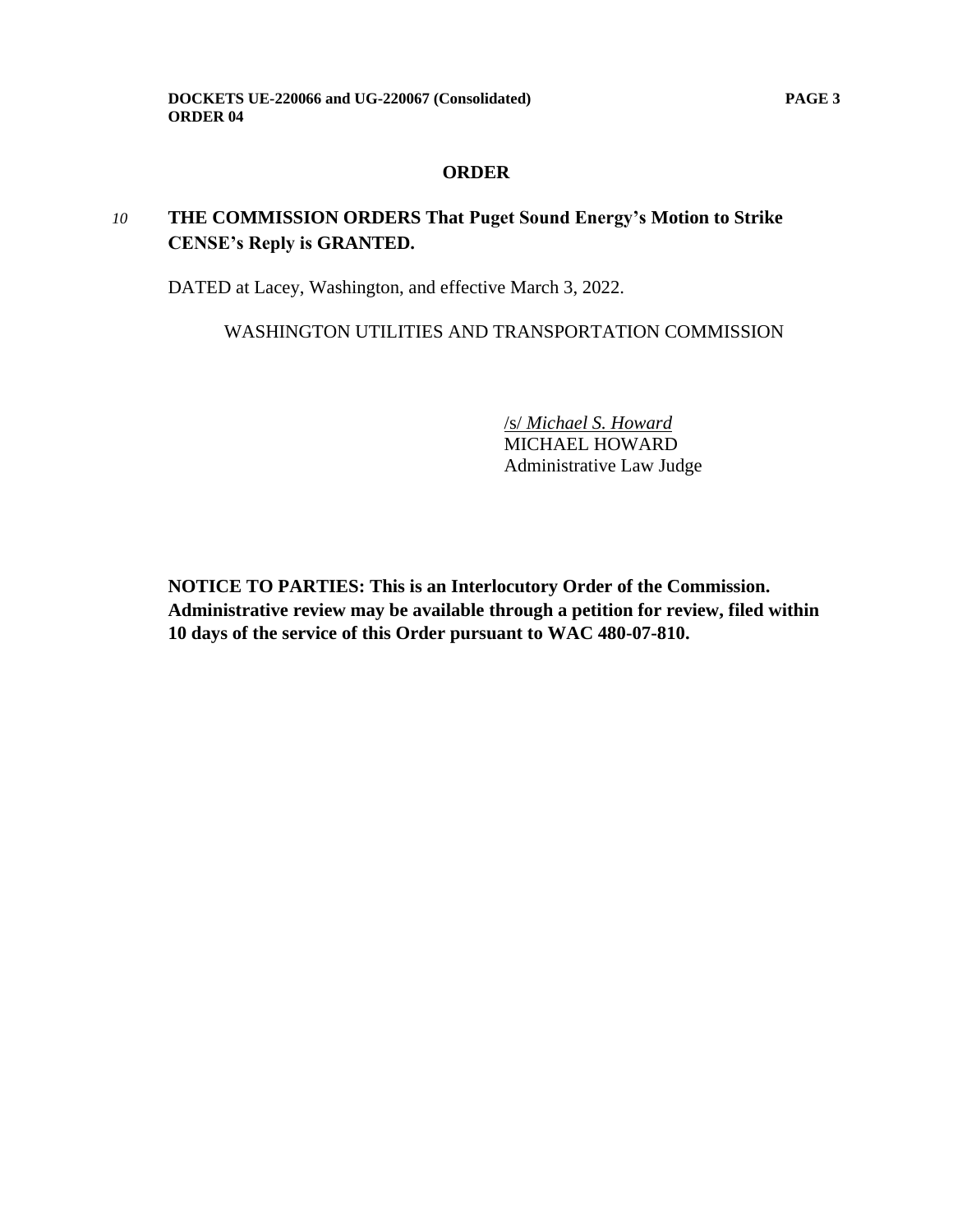## ORDER

10 **THE COMMISSION ORDERS That Puget Sound Energy's Motion to Strike CENSE's Reply is GRANTED.**

DATED at Lacey, Washington, and effective March 3, 2022.

WASHINGTON UTILITIES AND TRANSPORTATION COMMISSION

/s/ *Michael S. Howard*
MICHAEL HOWARD
Administrative Law Judge

**NOTICE TO PARTIES: This is an Interlocutory Order of the Commission. Administrative review may be available through a petition for review, filed within 10 days of the service of this Order pursuant to WAC 480-07-810.**